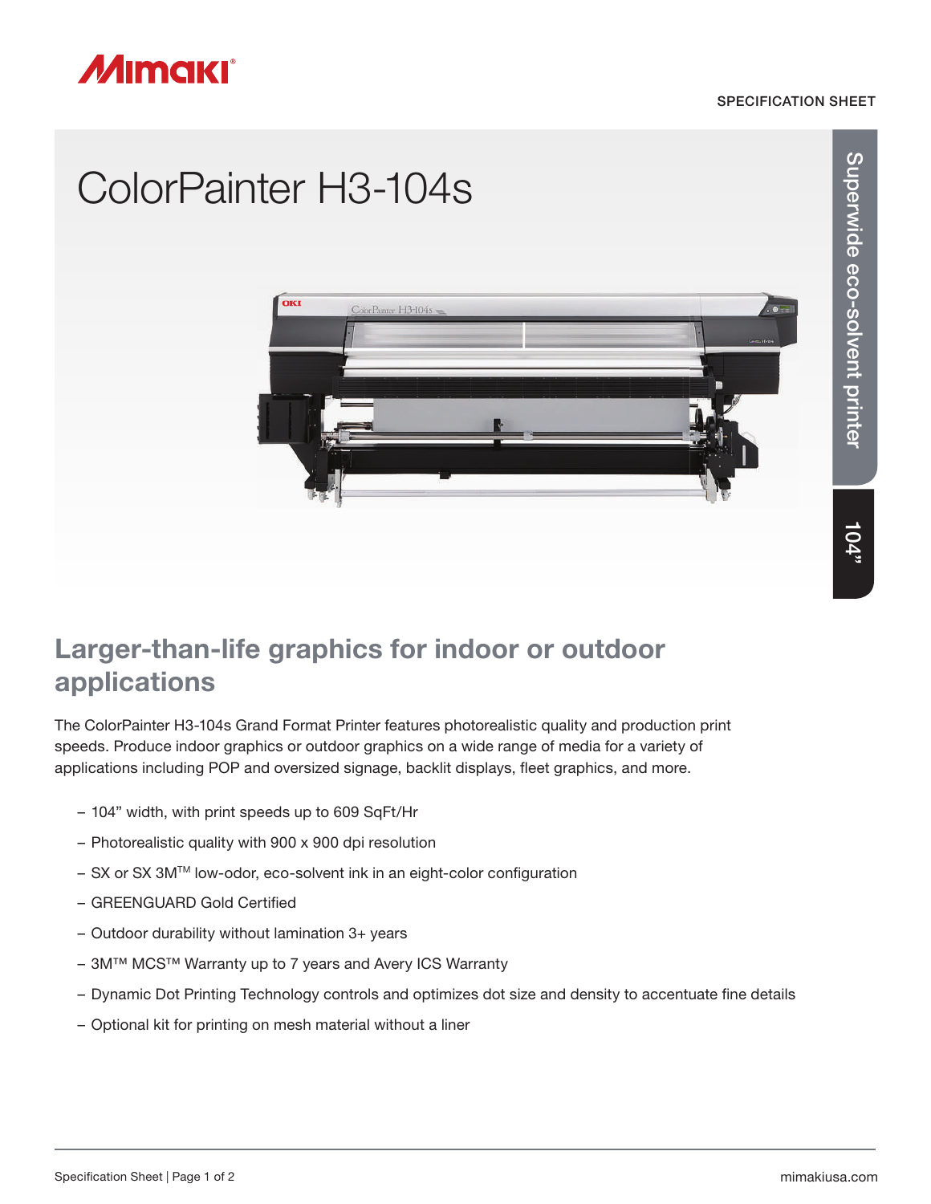SPECIFICATION SHEET

# ColorPainter H3-104s

Superwide eco-solvent printer

104"

## Larger-than-life graphics for indoor or outdoor applications

The ColorPainter H3-104s Grand Format Printer features photorealistic quality and production print speeds. Produce indoor graphics or outdoor graphics on a wide range of media for a variety of applications including POP and oversized signage, backlit displays, fleet graphics, and more.

- 104" width, with print speeds up to 609 SqFt/Hr
- Photorealistic quality with 900 x 900 dpi resolution
- SX or SX 3M™ low-odor, eco-solvent ink in an eight-color configuration
- GREENGUARD Gold Certified
- Outdoor durability without lamination 3+ years
- 3M™ MCS™ Warranty up to 7 years and Avery ICS Warranty
- Dynamic Dot Printing Technology controls and optimizes dot size and density to accentuate fine details
- Optional kit for printing on mesh material without a liner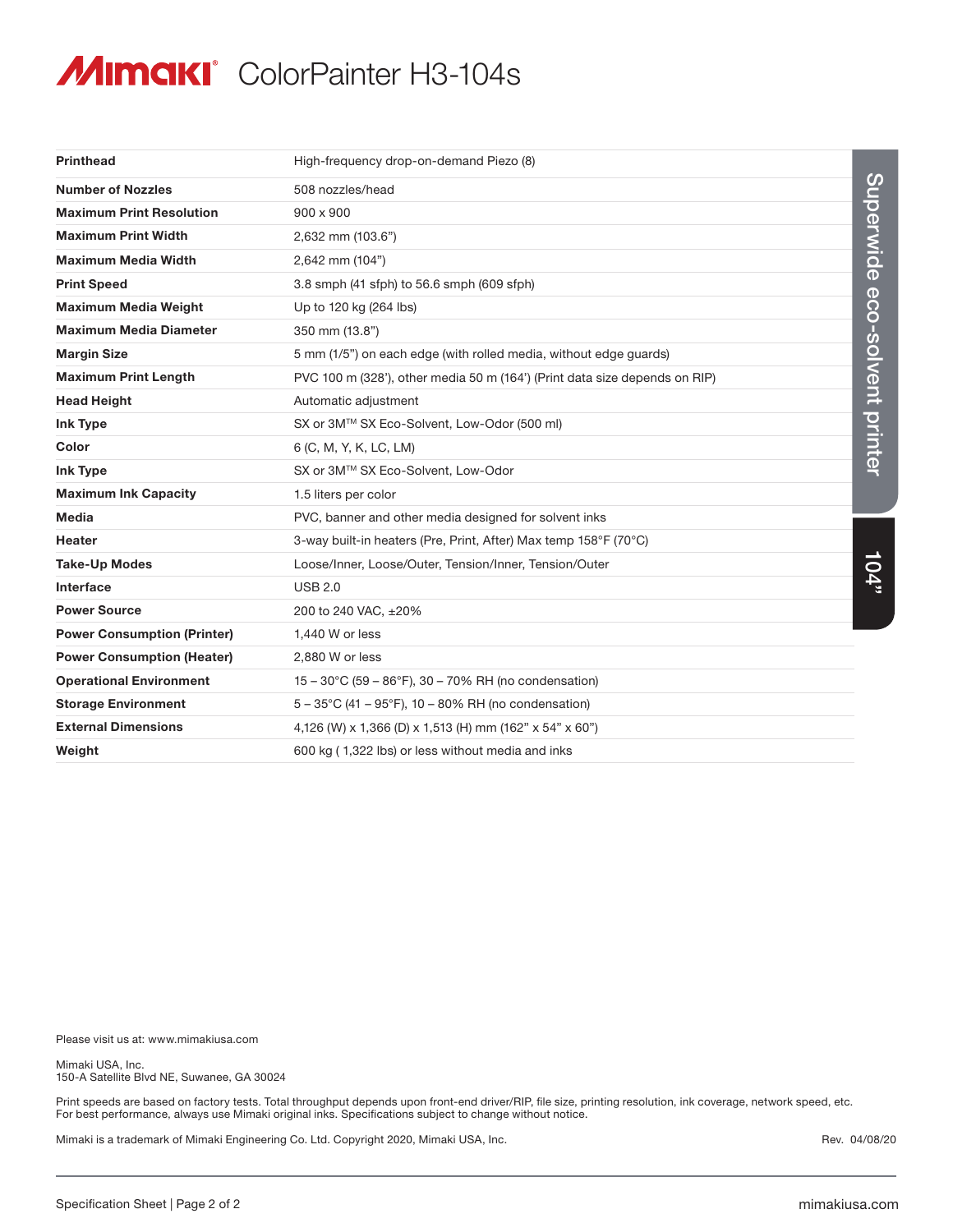# Mimaki ColorPainter H3-104s

Superwide eco-solvent printer

104"

| | |
|---|---|
| **Printhead** | High-frequency drop-on-demand Piezo (8) |
| **Number of Nozzles** | 508 nozzles/head |
| **Maximum Print Resolution** | 900 x 900 |
| **Maximum Print Width** | 2,632 mm (103.6") |
| **Maximum Media Width** | 2,642 mm (104") |
| **Print Speed** | 3.8 smph (41 sfph) to 56.6 smph (609 sfph) |
| **Maximum Media Weight** | Up to 120 kg (264 lbs) |
| **Maximum Media Diameter** | 350 mm (13.8") |
| **Margin Size** | 5 mm (1/5") on each edge (with rolled media, without edge guards) |
| **Maximum Print Length** | PVC 100 m (328'), other media 50 m (164') (Print data size depends on RIP) |
| **Head Height** | Automatic adjustment |
| **Ink Type** | SX or 3M™ SX Eco-Solvent, Low-Odor (500 ml) |
| **Color** | 6 (C, M, Y, K, LC, LM) |
| **Ink Type** | SX or 3M™ SX Eco-Solvent, Low-Odor |
| **Maximum Ink Capacity** | 1.5 liters per color |
| **Media** | PVC, banner and other media designed for solvent inks |
| **Heater** | 3-way built-in heaters (Pre, Print, After) Max temp 158°F (70°C) |
| **Take-Up Modes** | Loose/Inner, Loose/Outer, Tension/Inner, Tension/Outer |
| **Interface** | USB 2.0 |
| **Power Source** | 200 to 240 VAC, ±20% |
| **Power Consumption (Printer)** | 1,440 W or less |
| **Power Consumption (Heater)** | 2,880 W or less |
| **Operational Environment** | 15 – 30°C (59 – 86°F), 30 – 70% RH (no condensation) |
| **Storage Environment** | 5 – 35°C (41 – 95°F), 10 – 80% RH (no condensation) |
| **External Dimensions** | 4,126 (W) x 1,366 (D) x 1,513 (H) mm (162" x 54" x 60") |
| **Weight** | 600 kg ( 1,322 lbs) or less without media and inks |

Please visit us at: www.mimakiusa.com

Mimaki USA, Inc.
150-A Satellite Blvd NE, Suwanee, GA 30024

Print speeds are based on factory tests. Total throughput depends upon front-end driver/RIP, file size, printing resolution, ink coverage, network speed, etc.
For best performance, always use Mimaki original inks. Specifications subject to change without notice.

Mimaki is a trademark of Mimaki Engineering Co. Ltd. Copyright 2020, Mimaki USA, Inc.

Rev. 04/08/20